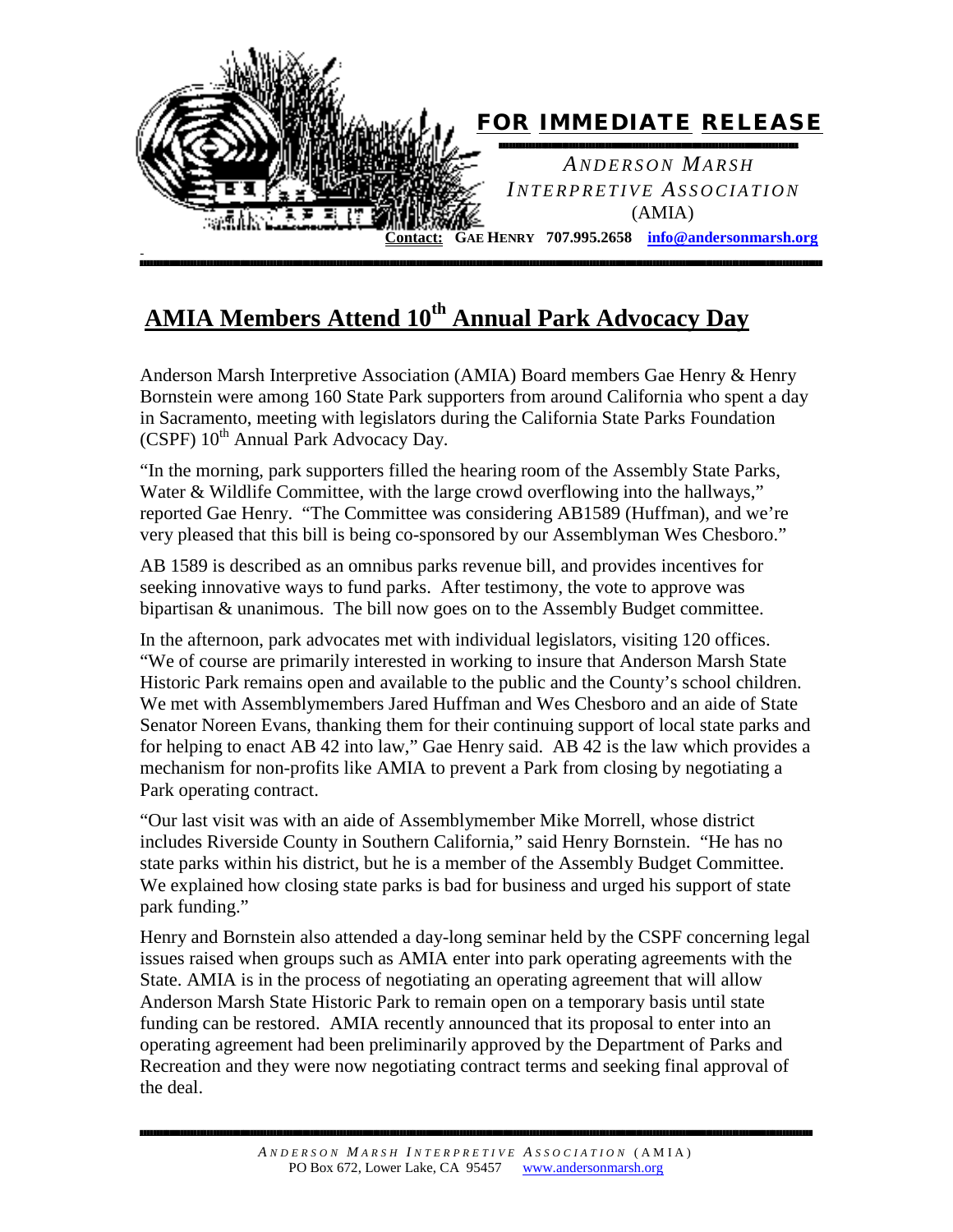**FOR IMMEDIATE RELEASE**

*ANDERSON MARSH INTERPRETIVE ASSOCIATION* (AMIA)

**Contact: GAE HENRY 707.995.2658 info@andersonmarsh.org**

# AMIA Members Attend 10th Annual Park Advocacy Day

Anderson Marsh Interpretive Association (AMIA) Board members Gae Henry & Henry Bornstein were among 160 State Park supporters from around California who spent a day in Sacramento, meeting with legislators during the California State Parks Foundation (CSPF) 10th Annual Park Advocacy Day.

"In the morning, park supporters filled the hearing room of the Assembly State Parks, Water & Wildlife Committee, with the large crowd overflowing into the hallways," reported Gae Henry. "The Committee was considering AB1589 (Huffman), and we're very pleased that this bill is being co-sponsored by our Assemblyman Wes Chesboro."

AB 1589 is described as an omnibus parks revenue bill, and provides incentives for seeking innovative ways to fund parks. After testimony, the vote to approve was bipartisan & unanimous. The bill now goes on to the Assembly Budget committee.

In the afternoon, park advocates met with individual legislators, visiting 120 offices. "We of course are primarily interested in working to insure that Anderson Marsh State Historic Park remains open and available to the public and the County's school children. We met with Assemblymembers Jared Huffman and Wes Chesboro and an aide of State Senator Noreen Evans, thanking them for their continuing support of local state parks and for helping to enact AB 42 into law," Gae Henry said. AB 42 is the law which provides a mechanism for non-profits like AMIA to prevent a Park from closing by negotiating a Park operating contract.

"Our last visit was with an aide of Assemblymember Mike Morrell, whose district includes Riverside County in Southern California," said Henry Bornstein. "He has no state parks within his district, but he is a member of the Assembly Budget Committee. We explained how closing state parks is bad for business and urged his support of state park funding."

Henry and Bornstein also attended a day-long seminar held by the CSPF concerning legal issues raised when groups such as AMIA enter into park operating agreements with the State. AMIA is in the process of negotiating an operating agreement that will allow Anderson Marsh State Historic Park to remain open on a temporary basis until state funding can be restored. AMIA recently announced that its proposal to enter into an operating agreement had been preliminarily approved by the Department of Parks and Recreation and they were now negotiating contract terms and seeking final approval of the deal.

*ANDERSON MARSH INTERPRETIVE ASSOCIATION* (AMIA)
PO Box 672, Lower Lake, CA 95457 www.andersonmarsh.org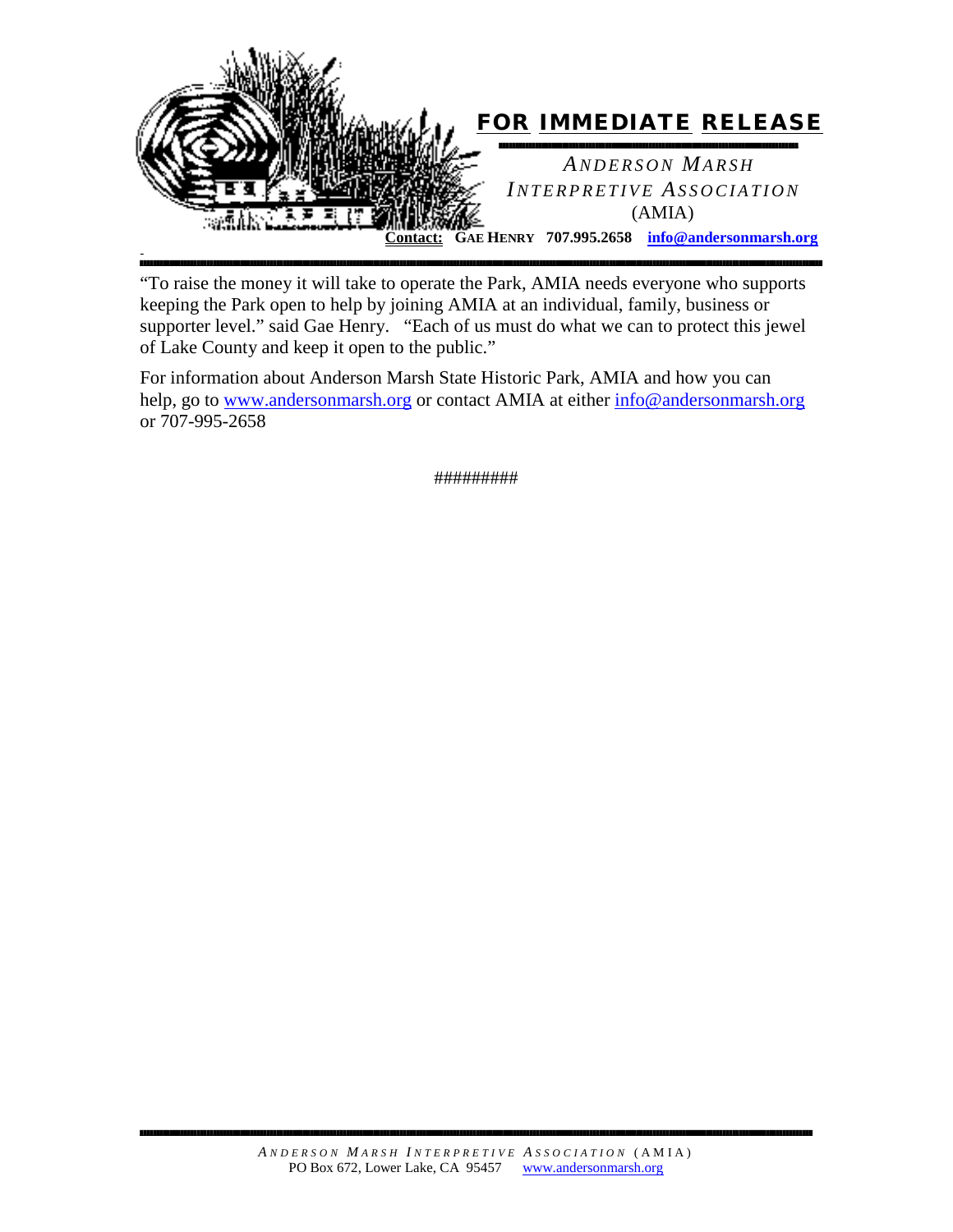**FOR IMMEDIATE RELEASE**

*ANDERSON MARSH INTERPRETIVE ASSOCIATION* (AMIA)

**Contact: GAE HENRY 707.995.2658 info@andersonmarsh.org**

"To raise the money it will take to operate the Park, AMIA needs everyone who supports keeping the Park open to help by joining AMIA at an individual, family, business or supporter level." said Gae Henry. "Each of us must do what we can to protect this jewel of Lake County and keep it open to the public."

For information about Anderson Marsh State Historic Park, AMIA and how you can help, go to www.andersonmarsh.org or contact AMIA at either info@andersonmarsh.org or 707-995-2658

#########

*ANDERSON MARSH INTERPRETIVE ASSOCIATION* (AMIA)
PO Box 672, Lower Lake, CA 95457 www.andersonmarsh.org